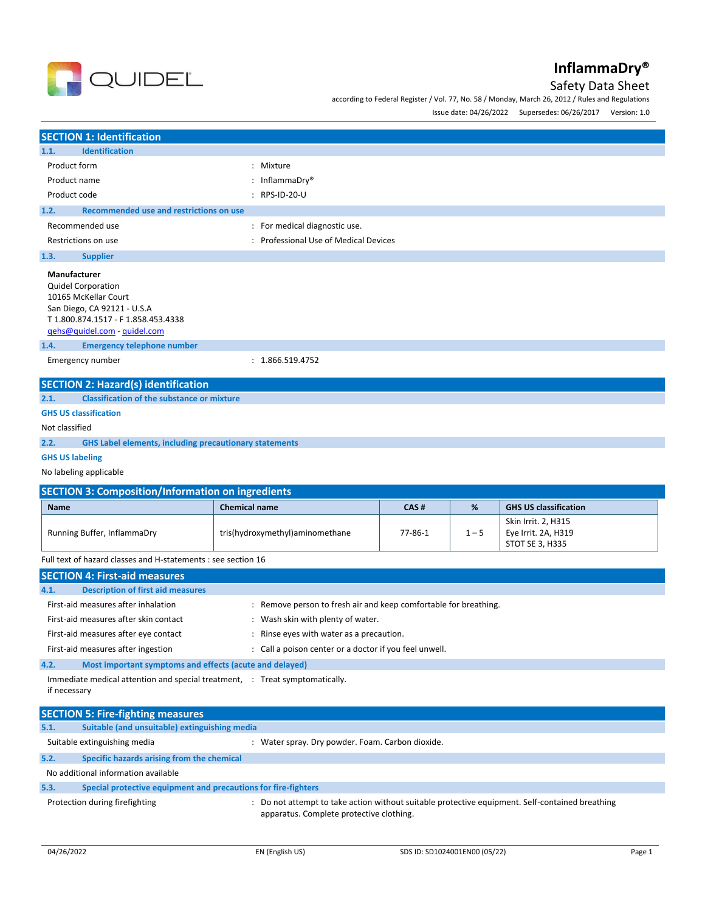# InflammaDry®

Safety Data Sheet

according to Federal Register / Vol. 77, No. 58 / Monday, March 26, 2012 / Rules and Regulations

Issue date: 04/26/2022 Supersedes: 06/26/2017 Version: 1.0

## SECTION 1: Identification

### 1.1. Identification

Product form : Mixture

Product name : InflammaDry®

Product code : RPS-ID-20-U

### 1.2. Recommended use and restrictions on use

Recommended use : For medical diagnostic use.

Restrictions on use : Professional Use of Medical Devices

### 1.3. Supplier

**Manufacturer**
Quidel Corporation
10165 McKellar Court
San Diego, CA 92121 - U.S.A
T 1.800.874.1517 - F 1.858.453.4338
qehs@quidel.com - quidel.com

### 1.4. Emergency telephone number

Emergency number : 1.866.519.4752

## SECTION 2: Hazard(s) identification

### 2.1. Classification of the substance or mixture

**GHS US classification**

Not classified

### 2.2. GHS Label elements, including precautionary statements

**GHS US labeling**

No labeling applicable

## SECTION 3: Composition/Information on ingredients

| Name | Chemical name | CAS # | % | GHS US classification |
|---|---|---|---|---|
| Running Buffer, InflammaDry | tris(hydroxymethyl)aminomethane | 77-86-1 | 1 – 5 | Skin Irrit. 2, H315<br>Eye Irrit. 2A, H319<br>STOT SE 3, H335 |

Full text of hazard classes and H-statements : see section 16

## SECTION 4: First-aid measures

### 4.1. Description of first aid measures

First-aid measures after inhalation : Remove person to fresh air and keep comfortable for breathing.

First-aid measures after skin contact : Wash skin with plenty of water.

First-aid measures after eye contact : Rinse eyes with water as a precaution.

First-aid measures after ingestion : Call a poison center or a doctor if you feel unwell.

### 4.2. Most important symptoms and effects (acute and delayed)

Immediate medical attention and special treatment, if necessary : Treat symptomatically.

## SECTION 5: Fire-fighting measures

### 5.1. Suitable (and unsuitable) extinguishing media

Suitable extinguishing media : Water spray. Dry powder. Foam. Carbon dioxide.

### 5.2. Specific hazards arising from the chemical

No additional information available

### 5.3. Special protective equipment and precautions for fire-fighters

Protection during firefighting : Do not attempt to take action without suitable protective equipment. Self-contained breathing apparatus. Complete protective clothing.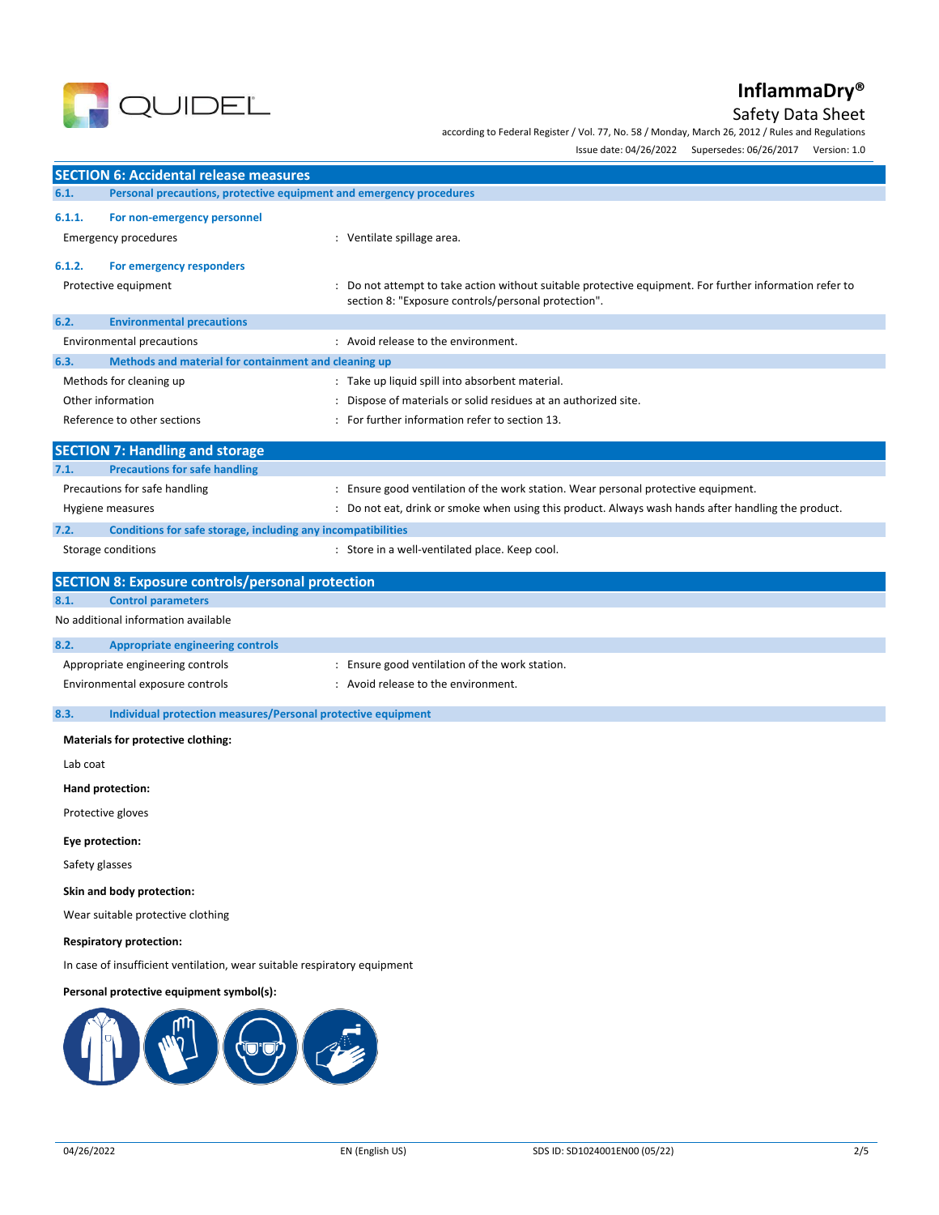## SECTION 6: Accidental release measures

### 6.1. Personal precautions, protective equipment and emergency procedures

#### 6.1.1. For non-emergency personnel

Emergency procedures : Ventilate spillage area.

#### 6.1.2. For emergency responders

Protective equipment : Do not attempt to take action without suitable protective equipment. For further information refer to section 8: "Exposure controls/personal protection".

### 6.2. Environmental precautions

Environmental precautions : Avoid release to the environment.

### 6.3. Methods and material for containment and cleaning up

Methods for cleaning up : Take up liquid spill into absorbent material.

Other information : Dispose of materials or solid residues at an authorized site.

Reference to other sections : For further information refer to section 13.

## SECTION 7: Handling and storage

### 7.1. Precautions for safe handling

Precautions for safe handling : Ensure good ventilation of the work station. Wear personal protective equipment.

Hygiene measures : Do not eat, drink or smoke when using this product. Always wash hands after handling the product.

### 7.2. Conditions for safe storage, including any incompatibilities

Storage conditions : Store in a well-ventilated place. Keep cool.

## SECTION 8: Exposure controls/personal protection

### 8.1. Control parameters

No additional information available

### 8.2. Appropriate engineering controls

Appropriate engineering controls : Ensure good ventilation of the work station.

Environmental exposure controls : Avoid release to the environment.

### 8.3. Individual protection measures/Personal protective equipment

**Materials for protective clothing:**

Lab coat

**Hand protection:**

Protective gloves

**Eye protection:**

Safety glasses

**Skin and body protection:**

Wear suitable protective clothing

**Respiratory protection:**

In case of insufficient ventilation, wear suitable respiratory equipment

**Personal protective equipment symbol(s):**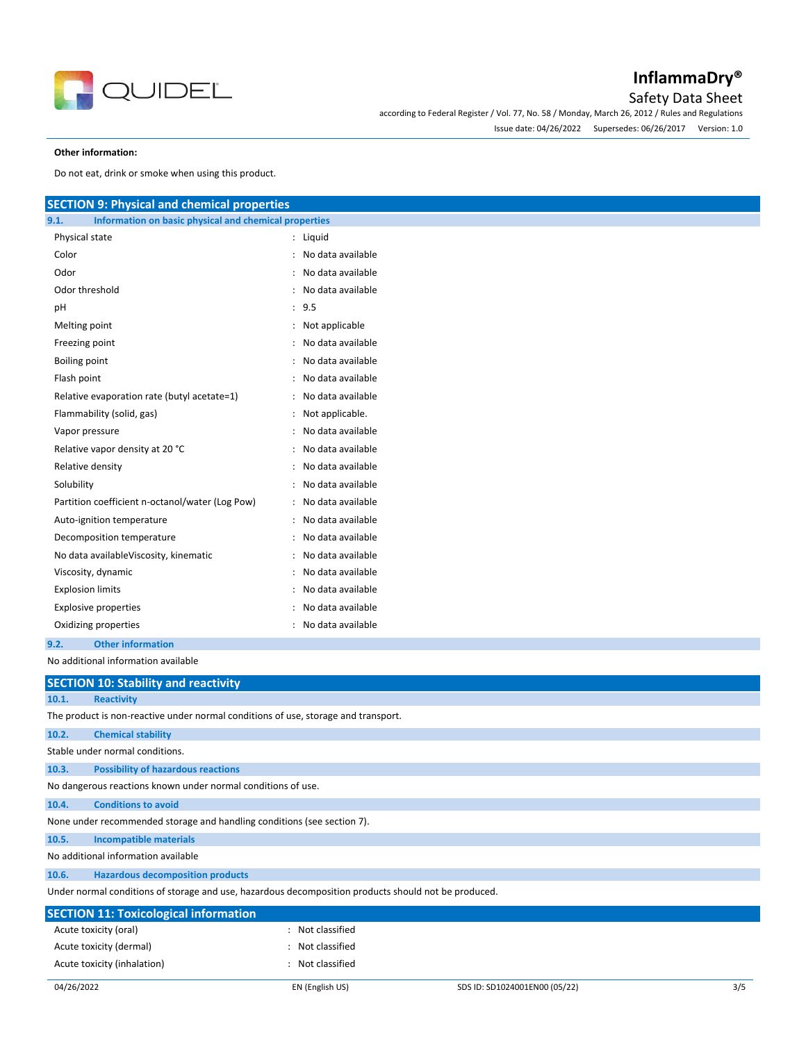**Other information:**

Do not eat, drink or smoke when using this product.

## SECTION 9: Physical and chemical properties

### 9.1. Information on basic physical and chemical properties

| | |
|---|---|
| Physical state | : Liquid |
| Color | : No data available |
| Odor | : No data available |
| Odor threshold | : No data available |
| pH | : 9.5 |
| Melting point | : Not applicable |
| Freezing point | : No data available |
| Boiling point | : No data available |
| Flash point | : No data available |
| Relative evaporation rate (butyl acetate=1) | : No data available |
| Flammability (solid, gas) | : Not applicable. |
| Vapor pressure | : No data available |
| Relative vapor density at 20 °C | : No data available |
| Relative density | : No data available |
| Solubility | : No data available |
| Partition coefficient n-octanol/water (Log Pow) | : No data available |
| Auto-ignition temperature | : No data available |
| Decomposition temperature | : No data available |
| No data availableViscosity, kinematic | : No data available |
| Viscosity, dynamic | : No data available |
| Explosion limits | : No data available |
| Explosive properties | : No data available |
| Oxidizing properties | : No data available |

### 9.2. Other information

No additional information available

## SECTION 10: Stability and reactivity

### 10.1. Reactivity

The product is non-reactive under normal conditions of use, storage and transport.

### 10.2. Chemical stability

Stable under normal conditions.

### 10.3. Possibility of hazardous reactions

No dangerous reactions known under normal conditions of use.

### 10.4. Conditions to avoid

None under recommended storage and handling conditions (see section 7).

### 10.5. Incompatible materials

No additional information available

### 10.6. Hazardous decomposition products

Under normal conditions of storage and use, hazardous decomposition products should not be produced.

## SECTION 11: Toxicological information

| | |
|---|---|
| Acute toxicity (oral) | : Not classified |
| Acute toxicity (dermal) | : Not classified |
| Acute toxicity (inhalation) | : Not classified |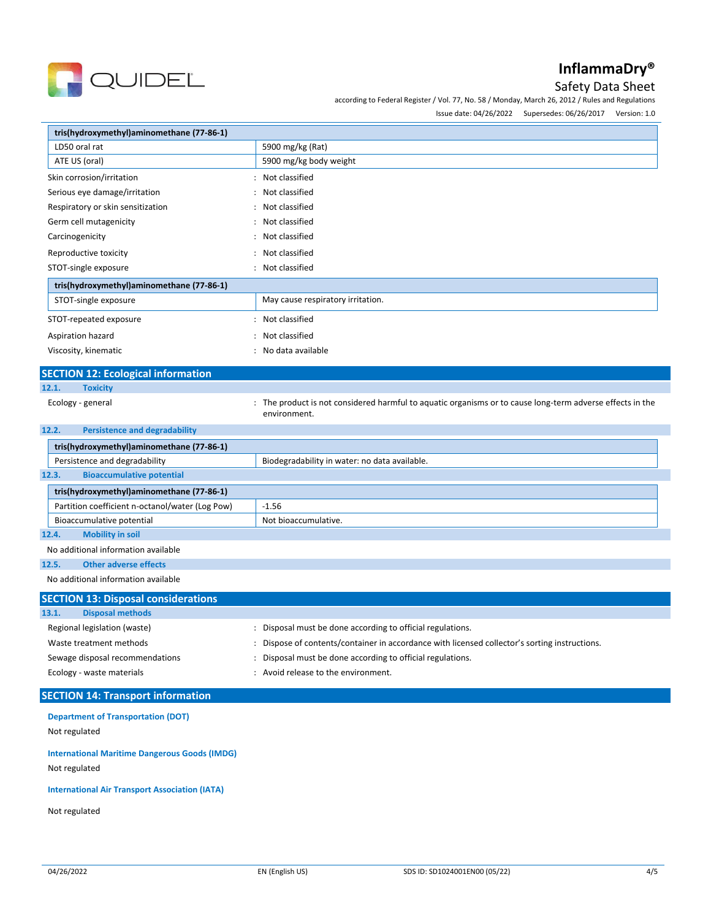| tris(hydroxymethyl)aminomethane (77-86-1) | |
|---|---|
| LD50 oral rat | 5900 mg/kg (Rat) |
| ATE US (oral) | 5900 mg/kg body weight |

Skin corrosion/irritation : Not classified

Serious eye damage/irritation : Not classified

Respiratory or skin sensitization : Not classified

Germ cell mutagenicity : Not classified

Carcinogenicity : Not classified

Reproductive toxicity : Not classified

STOT-single exposure : Not classified

| tris(hydroxymethyl)aminomethane (77-86-1) | |
|---|---|
| STOT-single exposure | May cause respiratory irritation. |

STOT-repeated exposure : Not classified

Aspiration hazard : Not classified

Viscosity, kinematic : No data available

## SECTION 12: Ecological information

### 12.1. Toxicity

Ecology - general : The product is not considered harmful to aquatic organisms or to cause long-term adverse effects in the environment.

### 12.2. Persistence and degradability

| tris(hydroxymethyl)aminomethane (77-86-1) | |
|---|---|
| Persistence and degradability | Biodegradability in water: no data available. |

### 12.3. Bioaccumulative potential

| tris(hydroxymethyl)aminomethane (77-86-1) | |
|---|---|
| Partition coefficient n-octanol/water (Log Pow) | -1.56 |
| Bioaccumulative potential | Not bioaccumulative. |

### 12.4. Mobility in soil

No additional information available

### 12.5. Other adverse effects

No additional information available

## SECTION 13: Disposal considerations

### 13.1. Disposal methods

Regional legislation (waste) : Disposal must be done according to official regulations.

Waste treatment methods : Dispose of contents/container in accordance with licensed collector's sorting instructions.

Sewage disposal recommendations : Disposal must be done according to official regulations.

Ecology - waste materials : Avoid release to the environment.

## SECTION 14: Transport information

**Department of Transportation (DOT)**

Not regulated

**International Maritime Dangerous Goods (IMDG)**

Not regulated

**International Air Transport Association (IATA)**

Not regulated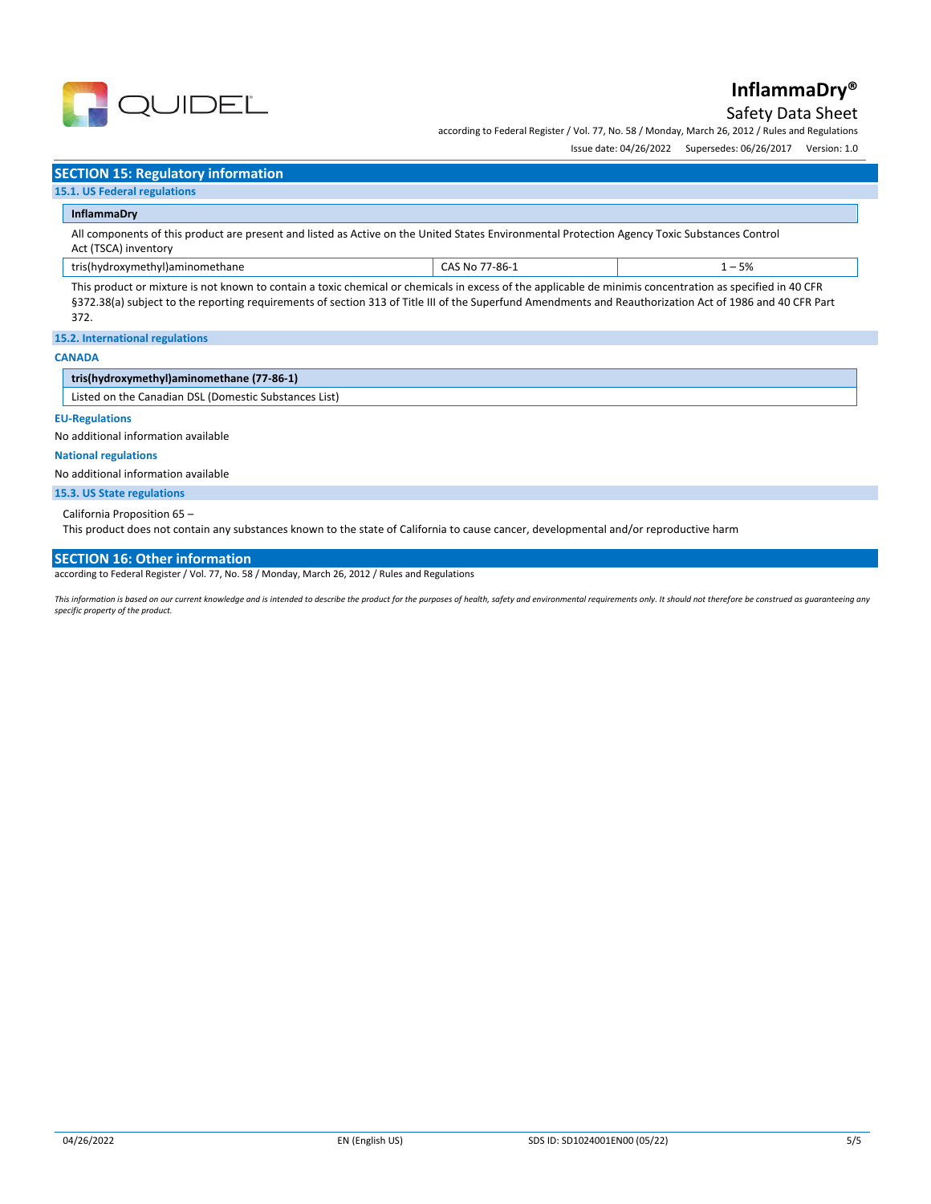## SECTION 15: Regulatory information

### 15.1. US Federal regulations

| InflammaDry | | |
|---|---|---|
| All components of this product are present and listed as Active on the United States Environmental Protection Agency Toxic Substances Control Act (TSCA) inventory | | |
| tris(hydroxymethyl)aminomethane | CAS No 77-86-1 | 1 – 5% |

This product or mixture is not known to contain a toxic chemical or chemicals in excess of the applicable de minimis concentration as specified in 40 CFR §372.38(a) subject to the reporting requirements of section 313 of Title III of the Superfund Amendments and Reauthorization Act of 1986 and 40 CFR Part 372.

### 15.2. International regulations

**CANADA**

| tris(hydroxymethyl)aminomethane (77-86-1) |
|---|
| Listed on the Canadian DSL (Domestic Substances List) |

**EU-Regulations**

No additional information available

**National regulations**

No additional information available

### 15.3. US State regulations

California Proposition 65 –
This product does not contain any substances known to the state of California to cause cancer, developmental and/or reproductive harm

## SECTION 16: Other information

according to Federal Register / Vol. 77, No. 58 / Monday, March 26, 2012 / Rules and Regulations

*This information is based on our current knowledge and is intended to describe the product for the purposes of health, safety and environmental requirements only. It should not therefore be construed as guaranteeing any specific property of the product.*